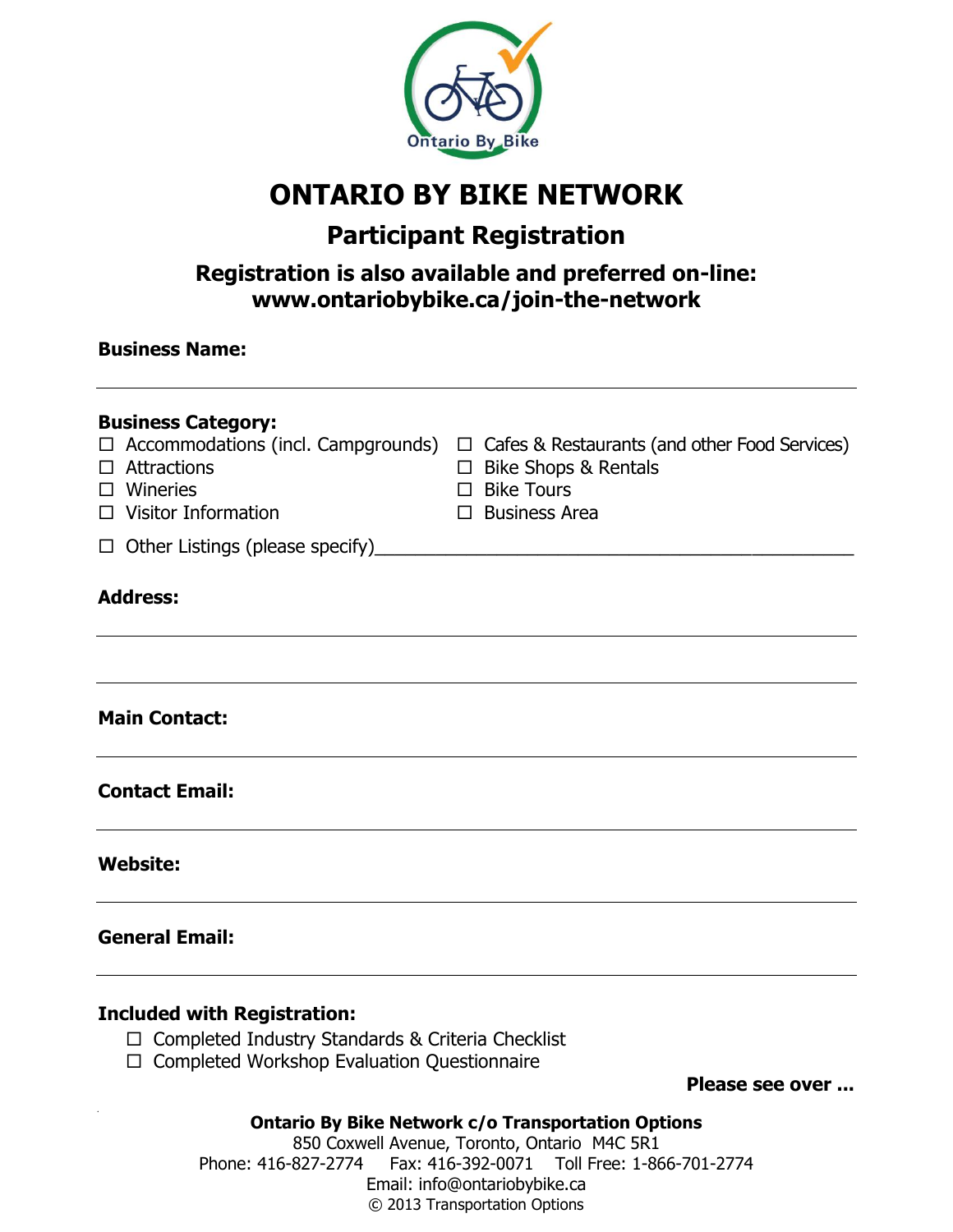Ontario By Bike

# ONTARIO BY BIKE NETWORK

## Participant Registration

### Registration is also available and preferred on-line: www.ontariobybike.ca/join-the-network

**Business Name:**

______________________________________________

**Business Category:**

- ☐ Accommodations (incl. Campgrounds)
- ☐ Attractions
- ☐ Wineries
- ☐ Visitor Information
- ☐ Cafes & Restaurants (and other Food Services)
- ☐ Bike Shops & Rentals
- ☐ Bike Tours
- ☐ Business Area
- ☐ Other Listings (please specify)______________________________________________

**Address:**

______________________________________________

______________________________________________

**Main Contact:**

______________________________________________

**Contact Email:**

______________________________________________

**Website:**

______________________________________________

**General Email:**

______________________________________________

**Included with Registration:**

- ☐ Completed Industry Standards & Criteria Checklist
- ☐ Completed Workshop Evaluation Questionnaire

**Please see over ...**

**Ontario By Bike Network c/o Transportation Options**
850 Coxwell Avenue, Toronto, Ontario M4C 5R1
Phone: 416-827-2774 Fax: 416-392-0071 Toll Free: 1-866-701-2774
Email: info@ontariobybike.ca
© 2013 Transportation Options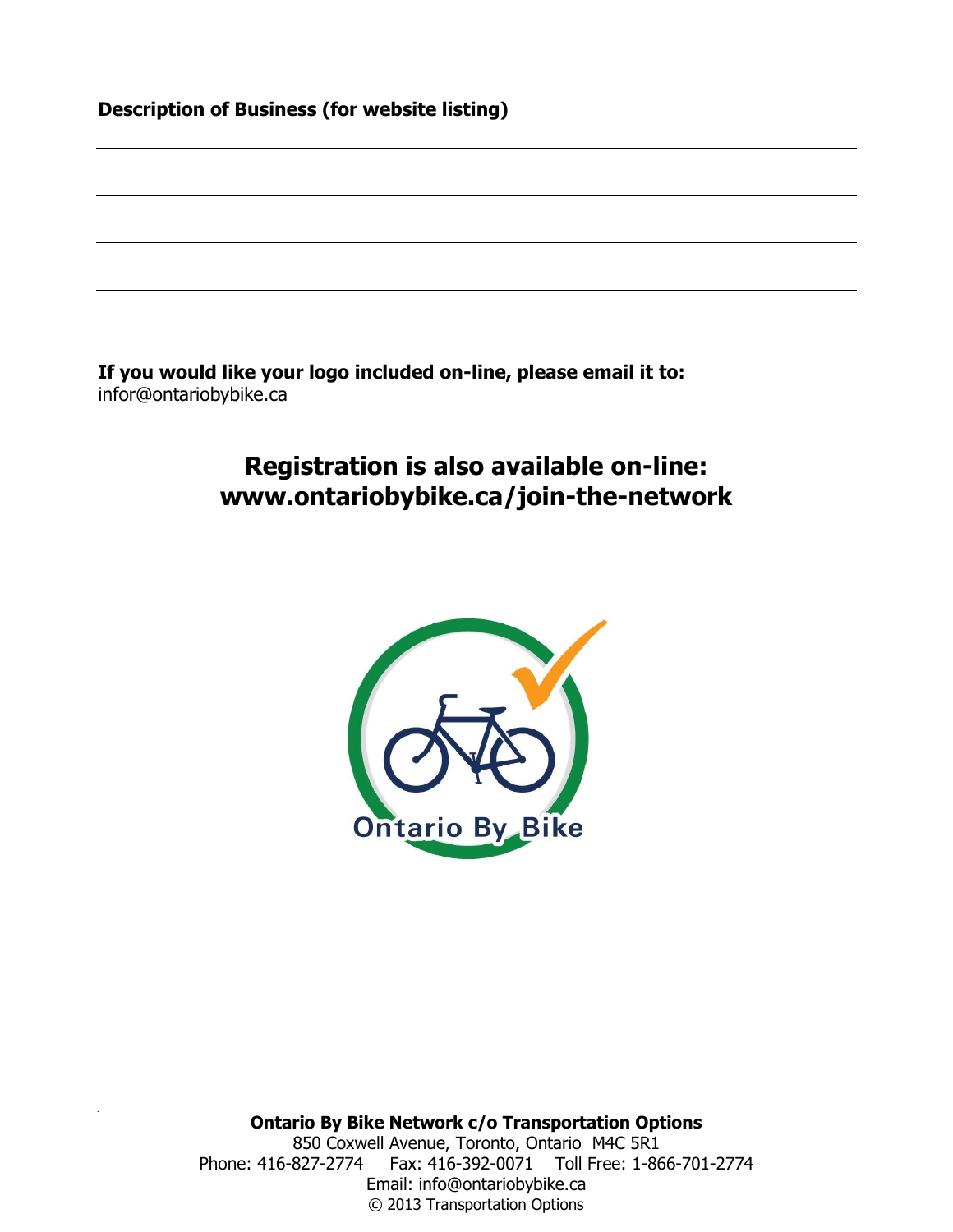**Description of Business (for website listing)**

______________________________________________________________________

______________________________________________________________________

______________________________________________________________________

______________________________________________________________________

**If you would like your logo included on-line, please email it to:**
infor@ontariobybike.ca

## Registration is also available on-line:
## www.ontariobybike.ca/join-the-network

Ontario By Bike

**Ontario By Bike Network c/o Transportation Options**
850 Coxwell Avenue, Toronto, Ontario M4C 5R1
Phone: 416-827-2774 Fax: 416-392-0071 Toll Free: 1-866-701-2774
Email: info@ontariobybike.ca
© 2013 Transportation Options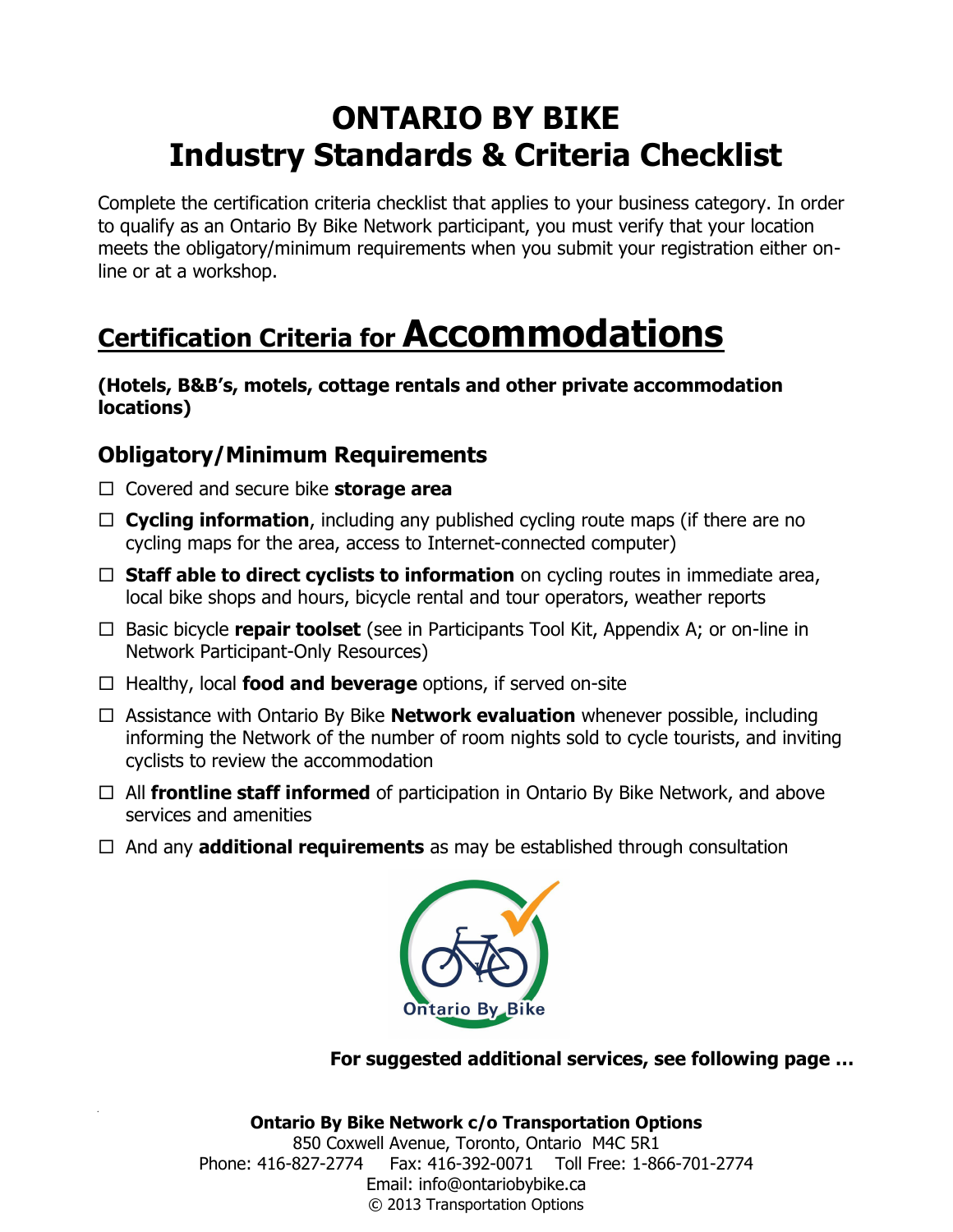# ONTARIO BY BIKE
# Industry Standards & Criteria Checklist

Complete the certification criteria checklist that applies to your business category. In order to qualify as an Ontario By Bike Network participant, you must verify that your location meets the obligatory/minimum requirements when you submit your registration either on-line or at a workshop.

## Certification Criteria for Accommodations

**(Hotels, B&B's, motels, cottage rentals and other private accommodation locations)**

### Obligatory/Minimum Requirements

- ☐ Covered and secure bike **storage area**
- ☐ **Cycling information**, including any published cycling route maps (if there are no cycling maps for the area, access to Internet-connected computer)
- ☐ **Staff able to direct cyclists to information** on cycling routes in immediate area, local bike shops and hours, bicycle rental and tour operators, weather reports
- ☐ Basic bicycle **repair toolset** (see in Participants Tool Kit, Appendix A; or on-line in Network Participant-Only Resources)
- ☐ Healthy, local **food and beverage** options, if served on-site
- ☐ Assistance with Ontario By Bike **Network evaluation** whenever possible, including informing the Network of the number of room nights sold to cycle tourists, and inviting cyclists to review the accommodation
- ☐ All **frontline staff informed** of participation in Ontario By Bike Network, and above services and amenities
- ☐ And any **additional requirements** as may be established through consultation

**For suggested additional services, see following page …**

**Ontario By Bike Network c/o Transportation Options**
850 Coxwell Avenue, Toronto, Ontario M4C 5R1
Phone: 416-827-2774 Fax: 416-392-0071 Toll Free: 1-866-701-2774
Email: info@ontariobybike.ca
© 2013 Transportation Options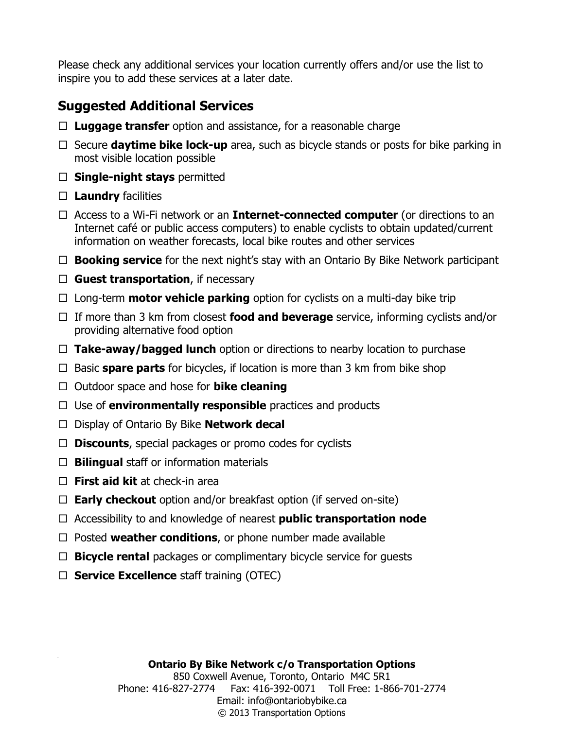Please check any additional services your location currently offers and/or use the list to inspire you to add these services at a later date.

## Suggested Additional Services

- ☐ **Luggage transfer** option and assistance, for a reasonable charge
- ☐ Secure **daytime bike lock-up** area, such as bicycle stands or posts for bike parking in most visible location possible
- ☐ **Single-night stays** permitted
- ☐ **Laundry** facilities
- ☐ Access to a Wi-Fi network or an **Internet-connected computer** (or directions to an Internet café or public access computers) to enable cyclists to obtain updated/current information on weather forecasts, local bike routes and other services
- ☐ **Booking service** for the next night's stay with an Ontario By Bike Network participant
- ☐ **Guest transportation**, if necessary
- ☐ Long-term **motor vehicle parking** option for cyclists on a multi-day bike trip
- ☐ If more than 3 km from closest **food and beverage** service, informing cyclists and/or providing alternative food option
- ☐ **Take-away/bagged lunch** option or directions to nearby location to purchase
- ☐ Basic **spare parts** for bicycles, if location is more than 3 km from bike shop
- ☐ Outdoor space and hose for **bike cleaning**
- ☐ Use of **environmentally responsible** practices and products
- ☐ Display of Ontario By Bike **Network decal**
- ☐ **Discounts**, special packages or promo codes for cyclists
- ☐ **Bilingual** staff or information materials
- ☐ **First aid kit** at check-in area
- ☐ **Early checkout** option and/or breakfast option (if served on-site)
- ☐ Accessibility to and knowledge of nearest **public transportation node**
- ☐ Posted **weather conditions**, or phone number made available
- ☐ **Bicycle rental** packages or complimentary bicycle service for guests
- ☐ **Service Excellence** staff training (OTEC)

**Ontario By Bike Network c/o Transportation Options**
850 Coxwell Avenue, Toronto, Ontario M4C 5R1
Phone: 416-827-2774 Fax: 416-392-0071 Toll Free: 1-866-701-2774
Email: info@ontariobybike.ca
© 2013 Transportation Options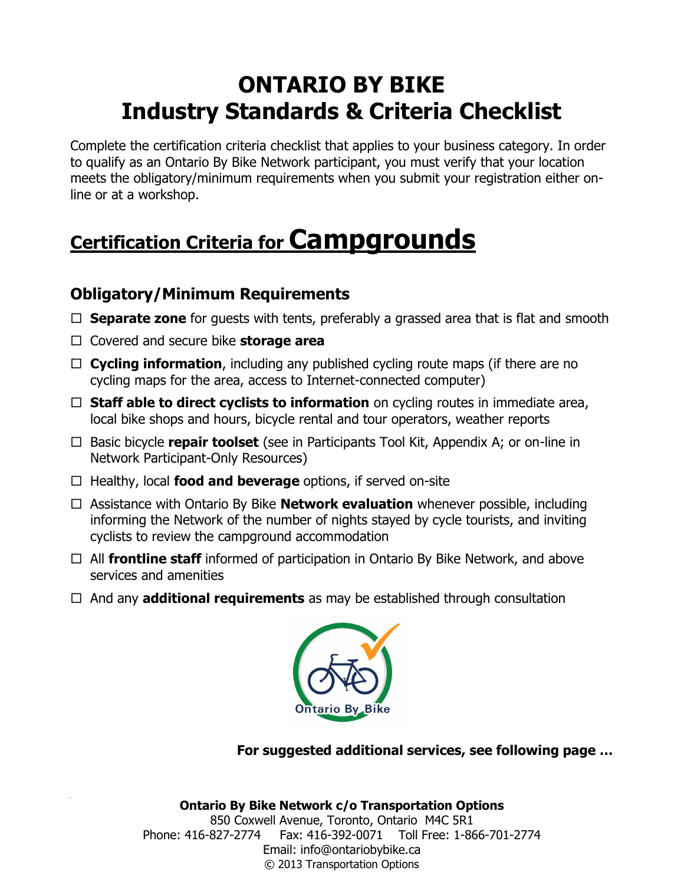# ONTARIO BY BIKE
# Industry Standards & Criteria Checklist

Complete the certification criteria checklist that applies to your business category. In order to qualify as an Ontario By Bike Network participant, you must verify that your location meets the obligatory/minimum requirements when you submit your registration either on-line or at a workshop.

## Certification Criteria for Campgrounds

### Obligatory/Minimum Requirements

- ☐ **Separate zone** for guests with tents, preferably a grassed area that is flat and smooth
- ☐ Covered and secure bike **storage area**
- ☐ **Cycling information**, including any published cycling route maps (if there are no cycling maps for the area, access to Internet-connected computer)
- ☐ **Staff able to direct cyclists to information** on cycling routes in immediate area, local bike shops and hours, bicycle rental and tour operators, weather reports
- ☐ Basic bicycle **repair toolset** (see in Participants Tool Kit, Appendix A; or on-line in Network Participant-Only Resources)
- ☐ Healthy, local **food and beverage** options, if served on-site
- ☐ Assistance with Ontario By Bike **Network evaluation** whenever possible, including informing the Network of the number of nights stayed by cycle tourists, and inviting cyclists to review the campground accommodation
- ☐ All **frontline staff** informed of participation in Ontario By Bike Network, and above services and amenities
- ☐ And any **additional requirements** as may be established through consultation

Ontario By Bike

**For suggested additional services, see following page …**

**Ontario By Bike Network c/o Transportation Options**
850 Coxwell Avenue, Toronto, Ontario M4C 5R1
Phone: 416-827-2774 Fax: 416-392-0071 Toll Free: 1-866-701-2774
Email: info@ontariobybike.ca
© 2013 Transportation Options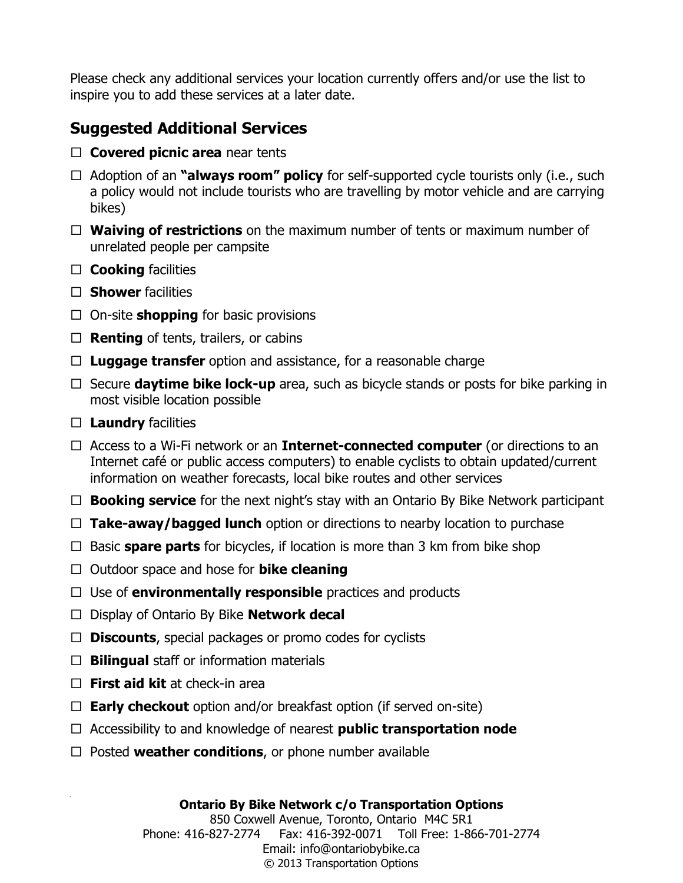Please check any additional services your location currently offers and/or use the list to inspire you to add these services at a later date.

## Suggested Additional Services

- ☐ **Covered picnic area** near tents
- ☐ Adoption of an **"always room" policy** for self-supported cycle tourists only (i.e., such a policy would not include tourists who are travelling by motor vehicle and are carrying bikes)
- ☐ **Waiving of restrictions** on the maximum number of tents or maximum number of unrelated people per campsite
- ☐ **Cooking** facilities
- ☐ **Shower** facilities
- ☐ On-site **shopping** for basic provisions
- ☐ **Renting** of tents, trailers, or cabins
- ☐ **Luggage transfer** option and assistance, for a reasonable charge
- ☐ Secure **daytime bike lock-up** area, such as bicycle stands or posts for bike parking in most visible location possible
- ☐ **Laundry** facilities
- ☐ Access to a Wi-Fi network or an **Internet-connected computer** (or directions to an Internet café or public access computers) to enable cyclists to obtain updated/current information on weather forecasts, local bike routes and other services
- ☐ **Booking service** for the next night's stay with an Ontario By Bike Network participant
- ☐ **Take-away/bagged lunch** option or directions to nearby location to purchase
- ☐ Basic **spare parts** for bicycles, if location is more than 3 km from bike shop
- ☐ Outdoor space and hose for **bike cleaning**
- ☐ Use of **environmentally responsible** practices and products
- ☐ Display of Ontario By Bike **Network decal**
- ☐ **Discounts**, special packages or promo codes for cyclists
- ☐ **Bilingual** staff or information materials
- ☐ **First aid kit** at check-in area
- ☐ **Early checkout** option and/or breakfast option (if served on-site)
- ☐ Accessibility to and knowledge of nearest **public transportation node**
- ☐ Posted **weather conditions**, or phone number available

**Ontario By Bike Network c/o Transportation Options**
850 Coxwell Avenue, Toronto, Ontario M4C 5R1
Phone: 416-827-2774 Fax: 416-392-0071 Toll Free: 1-866-701-2774
Email: info@ontariobybike.ca
© 2013 Transportation Options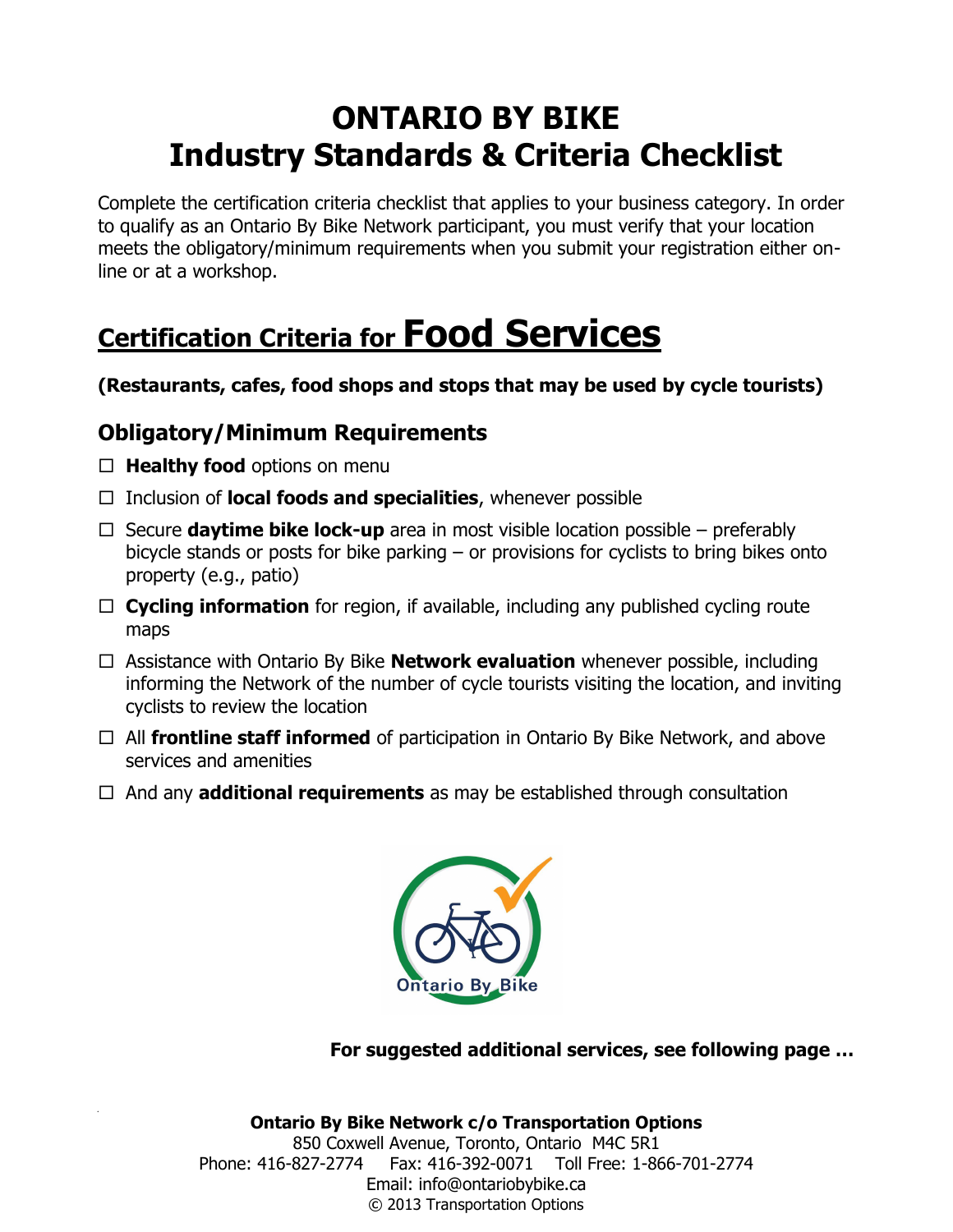# ONTARIO BY BIKE
# Industry Standards & Criteria Checklist

Complete the certification criteria checklist that applies to your business category. In order to qualify as an Ontario By Bike Network participant, you must verify that your location meets the obligatory/minimum requirements when you submit your registration either on-line or at a workshop.

## Certification Criteria for Food Services

**(Restaurants, cafes, food shops and stops that may be used by cycle tourists)**

### Obligatory/Minimum Requirements

- ☐ **Healthy food** options on menu
- ☐ Inclusion of **local foods and specialities**, whenever possible
- ☐ Secure **daytime bike lock-up** area in most visible location possible – preferably bicycle stands or posts for bike parking – or provisions for cyclists to bring bikes onto property (e.g., patio)
- ☐ **Cycling information** for region, if available, including any published cycling route maps
- ☐ Assistance with Ontario By Bike **Network evaluation** whenever possible, including informing the Network of the number of cycle tourists visiting the location, and inviting cyclists to review the location
- ☐ All **frontline staff informed** of participation in Ontario By Bike Network, and above services and amenities
- ☐ And any **additional requirements** as may be established through consultation

Ontario By Bike

**For suggested additional services, see following page …**

**Ontario By Bike Network c/o Transportation Options**
850 Coxwell Avenue, Toronto, Ontario M4C 5R1
Phone: 416-827-2774 Fax: 416-392-0071 Toll Free: 1-866-701-2774
Email: info@ontariobybike.ca
© 2013 Transportation Options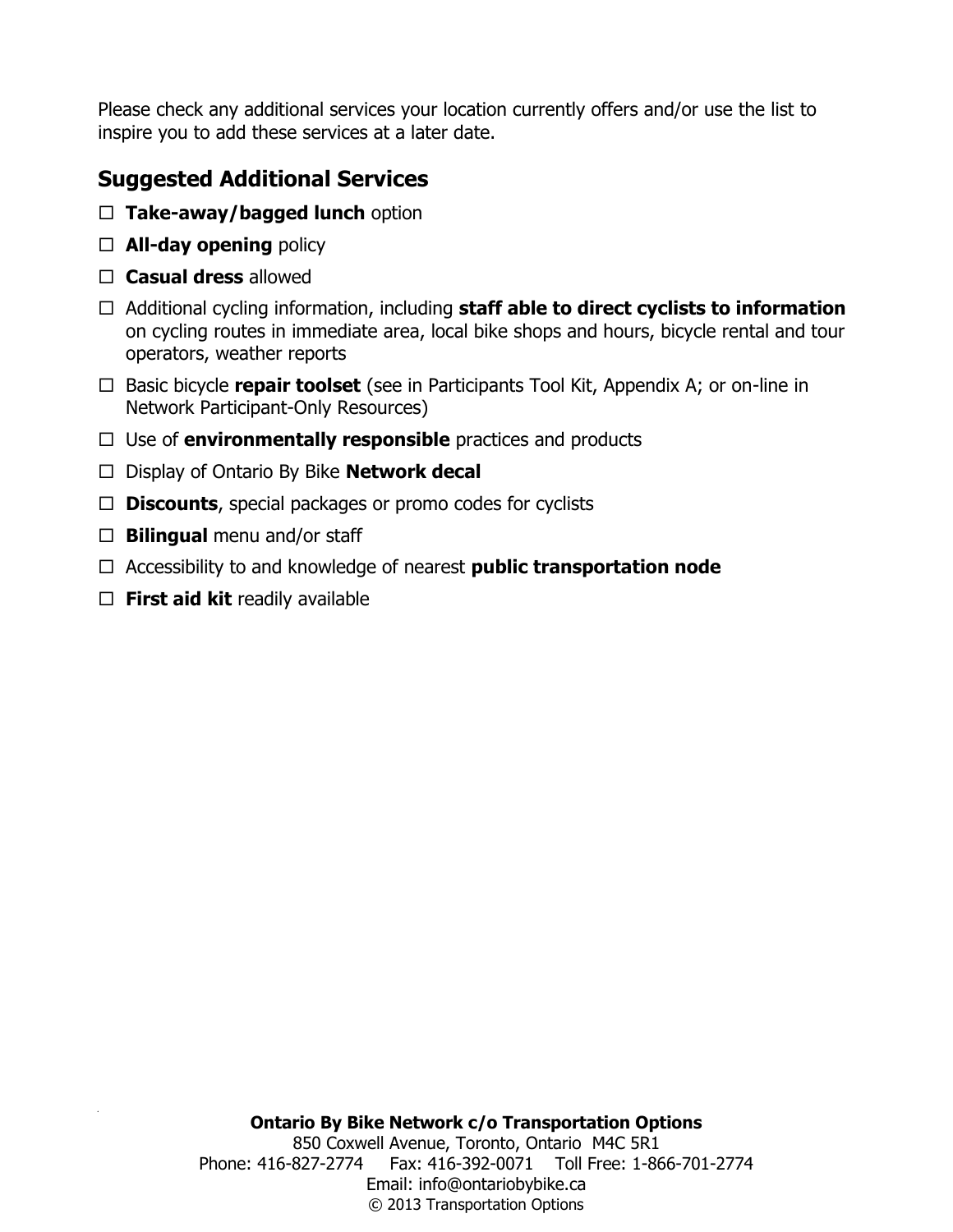Please check any additional services your location currently offers and/or use the list to inspire you to add these services at a later date.

## Suggested Additional Services

- ☐ **Take-away/bagged lunch** option
- ☐ **All-day opening** policy
- ☐ **Casual dress** allowed
- ☐ Additional cycling information, including **staff able to direct cyclists to information** on cycling routes in immediate area, local bike shops and hours, bicycle rental and tour operators, weather reports
- ☐ Basic bicycle **repair toolset** (see in Participants Tool Kit, Appendix A; or on-line in Network Participant-Only Resources)
- ☐ Use of **environmentally responsible** practices and products
- ☐ Display of Ontario By Bike **Network decal**
- ☐ **Discounts**, special packages or promo codes for cyclists
- ☐ **Bilingual** menu and/or staff
- ☐ Accessibility to and knowledge of nearest **public transportation node**
- ☐ **First aid kit** readily available

**Ontario By Bike Network c/o Transportation Options**
850 Coxwell Avenue, Toronto, Ontario M4C 5R1
Phone: 416-827-2774 Fax: 416-392-0071 Toll Free: 1-866-701-2774
Email: info@ontariobybike.ca
© 2013 Transportation Options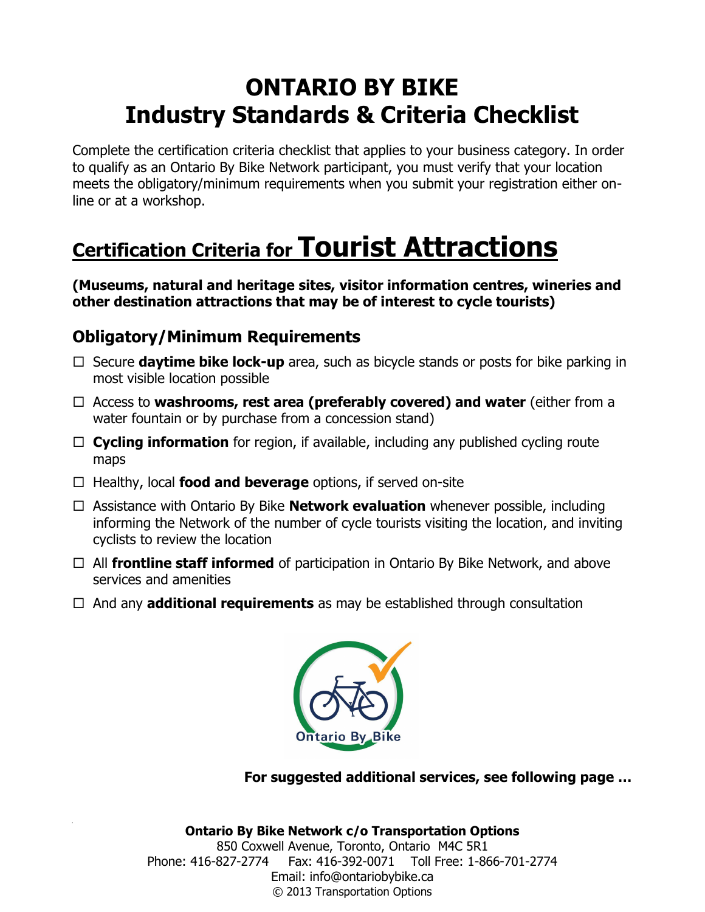# ONTARIO BY BIKE
# Industry Standards & Criteria Checklist

Complete the certification criteria checklist that applies to your business category. In order to qualify as an Ontario By Bike Network participant, you must verify that your location meets the obligatory/minimum requirements when you submit your registration either on-line or at a workshop.

## Certification Criteria for Tourist Attractions

**(Museums, natural and heritage sites, visitor information centres, wineries and other destination attractions that may be of interest to cycle tourists)**

### Obligatory/Minimum Requirements

- ☐ Secure **daytime bike lock-up** area, such as bicycle stands or posts for bike parking in most visible location possible
- ☐ Access to **washrooms, rest area (preferably covered) and water** (either from a water fountain or by purchase from a concession stand)
- ☐ **Cycling information** for region, if available, including any published cycling route maps
- ☐ Healthy, local **food and beverage** options, if served on-site
- ☐ Assistance with Ontario By Bike **Network evaluation** whenever possible, including informing the Network of the number of cycle tourists visiting the location, and inviting cyclists to review the location
- ☐ All **frontline staff informed** of participation in Ontario By Bike Network, and above services and amenities
- ☐ And any **additional requirements** as may be established through consultation

**For suggested additional services, see following page …**

**Ontario By Bike Network c/o Transportation Options**
850 Coxwell Avenue, Toronto, Ontario M4C 5R1
Phone: 416-827-2774 Fax: 416-392-0071 Toll Free: 1-866-701-2774
Email: info@ontariobybike.ca
© 2013 Transportation Options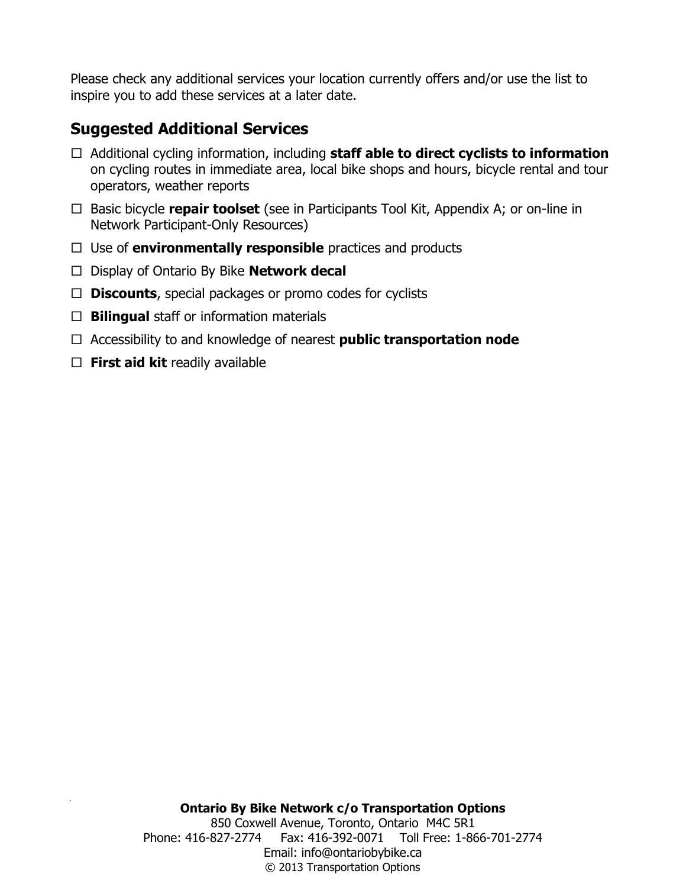Please check any additional services your location currently offers and/or use the list to inspire you to add these services at a later date.

## Suggested Additional Services

- ☐ Additional cycling information, including **staff able to direct cyclists to information** on cycling routes in immediate area, local bike shops and hours, bicycle rental and tour operators, weather reports
- ☐ Basic bicycle **repair toolset** (see in Participants Tool Kit, Appendix A; or on-line in Network Participant-Only Resources)
- ☐ Use of **environmentally responsible** practices and products
- ☐ Display of Ontario By Bike **Network decal**
- ☐ **Discounts**, special packages or promo codes for cyclists
- ☐ **Bilingual** staff or information materials
- ☐ Accessibility to and knowledge of nearest **public transportation node**
- ☐ **First aid kit** readily available

**Ontario By Bike Network c/o Transportation Options**
850 Coxwell Avenue, Toronto, Ontario M4C 5R1
Phone: 416-827-2774 Fax: 416-392-0071 Toll Free: 1-866-701-2774
Email: info@ontariobybike.ca
© 2013 Transportation Options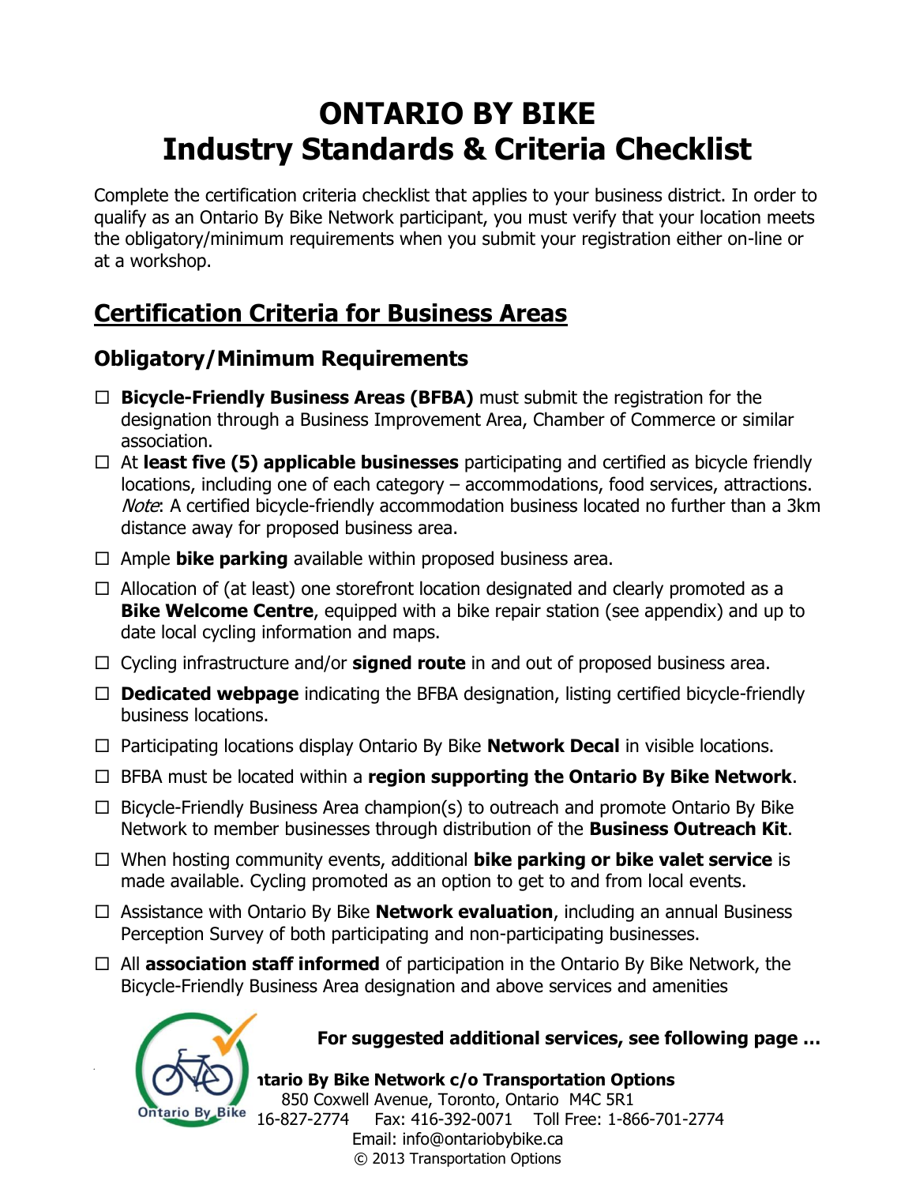# ONTARIO BY BIKE
# Industry Standards & Criteria Checklist

Complete the certification criteria checklist that applies to your business district. In order to qualify as an Ontario By Bike Network participant, you must verify that your location meets the obligatory/minimum requirements when you submit your registration either on-line or at a workshop.

## Certification Criteria for Business Areas

### Obligatory/Minimum Requirements

- ☐ **Bicycle-Friendly Business Areas (BFBA)** must submit the registration for the designation through a Business Improvement Area, Chamber of Commerce or similar association.
- ☐ At **least five (5) applicable businesses** participating and certified as bicycle friendly locations, including one of each category – accommodations, food services, attractions. *Note*: A certified bicycle-friendly accommodation business located no further than a 3km distance away for proposed business area.
- ☐ Ample **bike parking** available within proposed business area.
- ☐ Allocation of (at least) one storefront location designated and clearly promoted as a **Bike Welcome Centre**, equipped with a bike repair station (see appendix) and up to date local cycling information and maps.
- ☐ Cycling infrastructure and/or **signed route** in and out of proposed business area.
- ☐ **Dedicated webpage** indicating the BFBA designation, listing certified bicycle-friendly business locations.
- ☐ Participating locations display Ontario By Bike **Network Decal** in visible locations.
- ☐ BFBA must be located within a **region supporting the Ontario By Bike Network**.
- ☐ Bicycle-Friendly Business Area champion(s) to outreach and promote Ontario By Bike Network to member businesses through distribution of the **Business Outreach Kit**.
- ☐ When hosting community events, additional **bike parking or bike valet service** is made available. Cycling promoted as an option to get to and from local events.
- ☐ Assistance with Ontario By Bike **Network evaluation**, including an annual Business Perception Survey of both participating and non-participating businesses.
- ☐ All **association staff informed** of participation in the Ontario By Bike Network, the Bicycle-Friendly Business Area designation and above services and amenities

**For suggested additional services, see following page …**

**Ontario By Bike Network c/o Transportation Options**
850 Coxwell Avenue, Toronto, Ontario M4C 5R1
416-827-2774 Fax: 416-392-0071 Toll Free: 1-866-701-2774
Email: info@ontariobybike.ca
© 2013 Transportation Options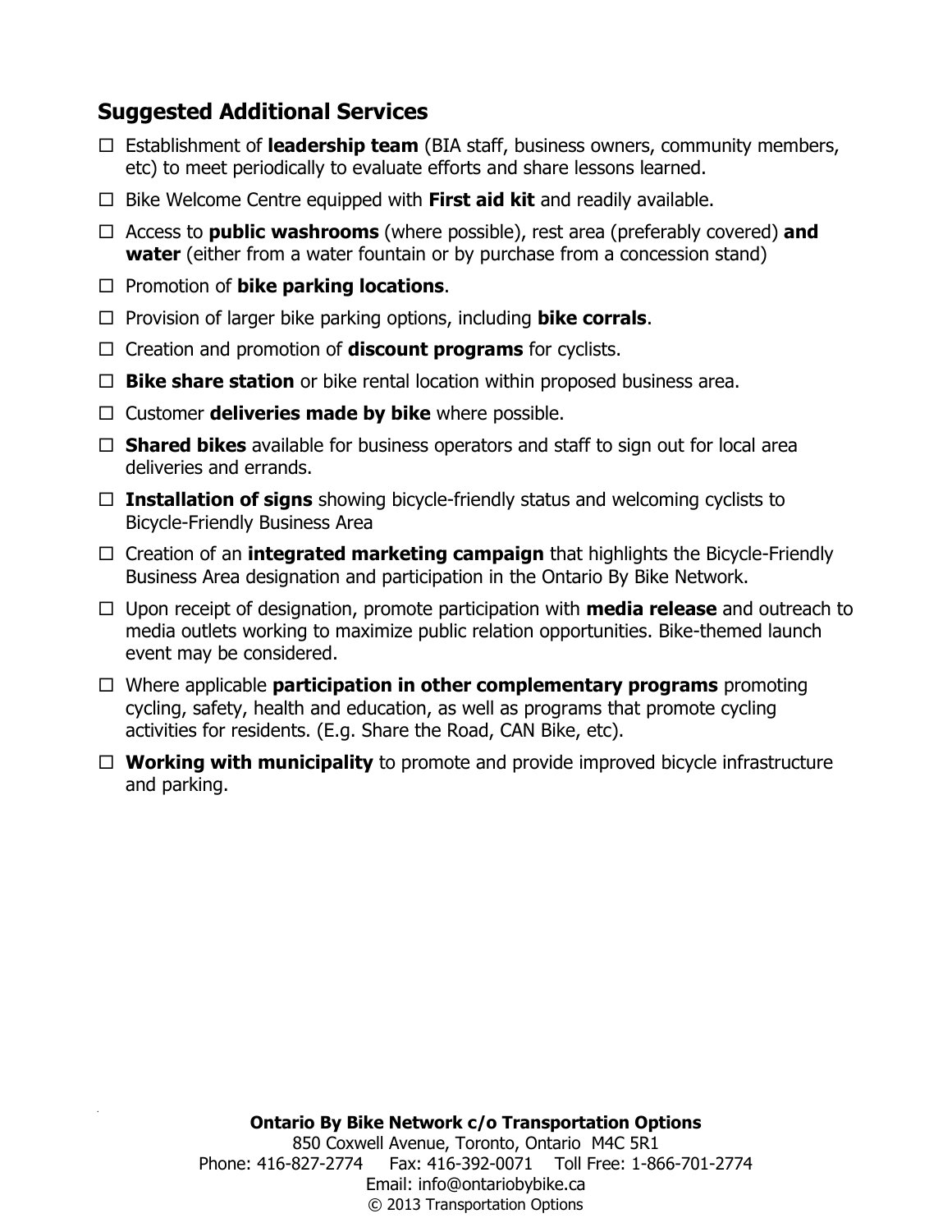## Suggested Additional Services

- ☐ Establishment of **leadership team** (BIA staff, business owners, community members, etc) to meet periodically to evaluate efforts and share lessons learned.
- ☐ Bike Welcome Centre equipped with **First aid kit** and readily available.
- ☐ Access to **public washrooms** (where possible), rest area (preferably covered) **and water** (either from a water fountain or by purchase from a concession stand)
- ☐ Promotion of **bike parking locations**.
- ☐ Provision of larger bike parking options, including **bike corrals**.
- ☐ Creation and promotion of **discount programs** for cyclists.
- ☐ **Bike share station** or bike rental location within proposed business area.
- ☐ Customer **deliveries made by bike** where possible.
- ☐ **Shared bikes** available for business operators and staff to sign out for local area deliveries and errands.
- ☐ **Installation of signs** showing bicycle-friendly status and welcoming cyclists to Bicycle-Friendly Business Area
- ☐ Creation of an **integrated marketing campaign** that highlights the Bicycle-Friendly Business Area designation and participation in the Ontario By Bike Network.
- ☐ Upon receipt of designation, promote participation with **media release** and outreach to media outlets working to maximize public relation opportunities. Bike-themed launch event may be considered.
- ☐ Where applicable **participation in other complementary programs** promoting cycling, safety, health and education, as well as programs that promote cycling activities for residents. (E.g. Share the Road, CAN Bike, etc).
- ☐ **Working with municipality** to promote and provide improved bicycle infrastructure and parking.

**Ontario By Bike Network c/o Transportation Options**
850 Coxwell Avenue, Toronto, Ontario M4C 5R1
Phone: 416-827-2774 Fax: 416-392-0071 Toll Free: 1-866-701-2774
Email: info@ontariobybike.ca
© 2013 Transportation Options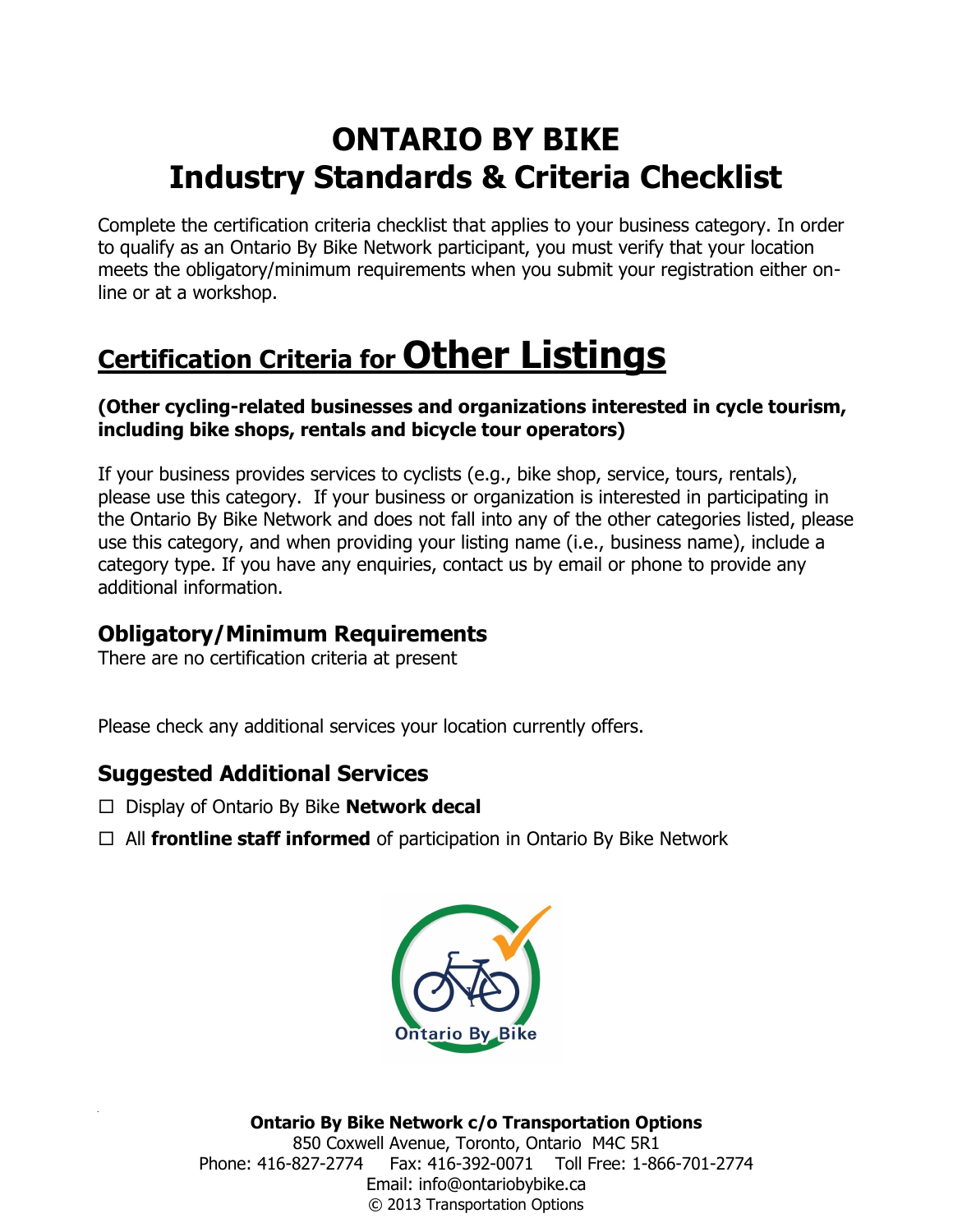# ONTARIO BY BIKE
# Industry Standards & Criteria Checklist

Complete the certification criteria checklist that applies to your business category. In order to qualify as an Ontario By Bike Network participant, you must verify that your location meets the obligatory/minimum requirements when you submit your registration either on-line or at a workshop.

## Certification Criteria for Other Listings

**(Other cycling-related businesses and organizations interested in cycle tourism, including bike shops, rentals and bicycle tour operators)**

If your business provides services to cyclists (e.g., bike shop, service, tours, rentals), please use this category. If your business or organization is interested in participating in the Ontario By Bike Network and does not fall into any of the other categories listed, please use this category, and when providing your listing name (i.e., business name), include a category type. If you have any enquiries, contact us by email or phone to provide any additional information.

### Obligatory/Minimum Requirements

There are no certification criteria at present

Please check any additional services your location currently offers.

### Suggested Additional Services

- ☐ Display of Ontario By Bike **Network decal**
- ☐ All **frontline staff informed** of participation in Ontario By Bike Network

Ontario By Bike

**Ontario By Bike Network c/o Transportation Options**
850 Coxwell Avenue, Toronto, Ontario M4C 5R1
Phone: 416-827-2774 Fax: 416-392-0071 Toll Free: 1-866-701-2774
Email: info@ontariobybike.ca
© 2013 Transportation Options